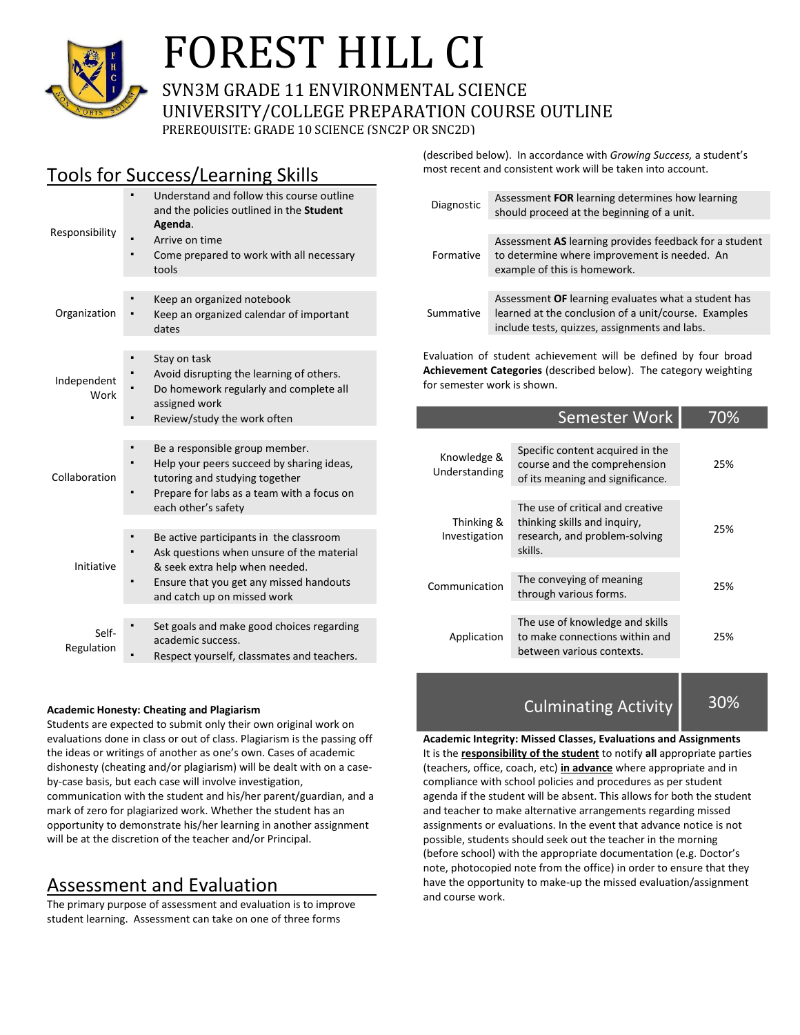# FOREST HILL CI

## SVN3M GRADE 11 ENVIRONMENTAL SCIENCE
## UNIVERSITY/COLLEGE PREPARATION COURSE OUTLINE

PREREQUISITE: GRADE 10 SCIENCE (SNC2P OR SNC2D)

## Tools for Success/Learning Skills

| | |
|---|---|
| Responsibility | ▪ Understand and follow this course outline and the policies outlined in the **Student Agenda**.<br>▪ Arrive on time<br>▪ Come prepared to work with all necessary tools |
| Organization | ▪ Keep an organized notebook<br>▪ Keep an organized calendar of important dates |
| Independent Work | ▪ Stay on task<br>▪ Avoid disrupting the learning of others.<br>▪ Do homework regularly and complete all assigned work<br>▪ Review/study the work often |
| Collaboration | ▪ Be a responsible group member.<br>▪ Help your peers succeed by sharing ideas, tutoring and studying together<br>▪ Prepare for labs as a team with a focus on each other's safety |
| Initiative | ▪ Be active participants in the classroom<br>▪ Ask questions when unsure of the material & seek extra help when needed.<br>▪ Ensure that you get any missed handouts and catch up on missed work |
| Self-Regulation | ▪ Set goals and make good choices regarding academic success.<br>▪ Respect yourself, classmates and teachers. |

**Academic Honesty: Cheating and Plagiarism**

Students are expected to submit only their own original work on evaluations done in class or out of class. Plagiarism is the passing off the ideas or writings of another as one's own. Cases of academic dishonesty (cheating and/or plagiarism) will be dealt with on a case-by-case basis, but each case will involve investigation, communication with the student and his/her parent/guardian, and a mark of zero for plagiarized work. Whether the student has an opportunity to demonstrate his/her learning in another assignment will be at the discretion of the teacher and/or Principal.

## Assessment and Evaluation

The primary purpose of assessment and evaluation is to improve student learning. Assessment can take on one of three forms (described below). In accordance with *Growing Success,* a student's most recent and consistent work will be taken into account.

| | |
|---|---|
| Diagnostic | Assessment **FOR** learning determines how learning should proceed at the beginning of a unit. |
| Formative | Assessment **AS** learning provides feedback for a student to determine where improvement is needed. An example of this is homework. |
| Summative | Assessment **OF** learning evaluates what a student has learned at the conclusion of a unit/course. Examples include tests, quizzes, assignments and labs. |

Evaluation of student achievement will be defined by four broad **Achievement Categories** (described below). The category weighting for semester work is shown.

| | Semester Work | 70% |
|---|---|---|
| Knowledge & Understanding | Specific content acquired in the course and the comprehension of its meaning and significance. | 25% |
| Thinking & Investigation | The use of critical and creative thinking skills and inquiry, research, and problem-solving skills. | 25% |
| Communication | The conveying of meaning through various forms. | 25% |
| Application | The use of knowledge and skills to make connections within and between various contexts. | 25% |
| | **Culminating Activity** | **30%** |

**Academic Integrity: Missed Classes, Evaluations and Assignments**

It is the **responsibility of the student** to notify **all** appropriate parties (teachers, office, coach, etc) **in advance** where appropriate and in compliance with school policies and procedures as per student agenda if the student will be absent. This allows for both the student and teacher to make alternative arrangements regarding missed assignments or evaluations. In the event that advance notice is not possible, students should seek out the teacher in the morning (before school) with the appropriate documentation (e.g. Doctor's note, photocopied note from the office) in order to ensure that they have the opportunity to make-up the missed evaluation/assignment and course work.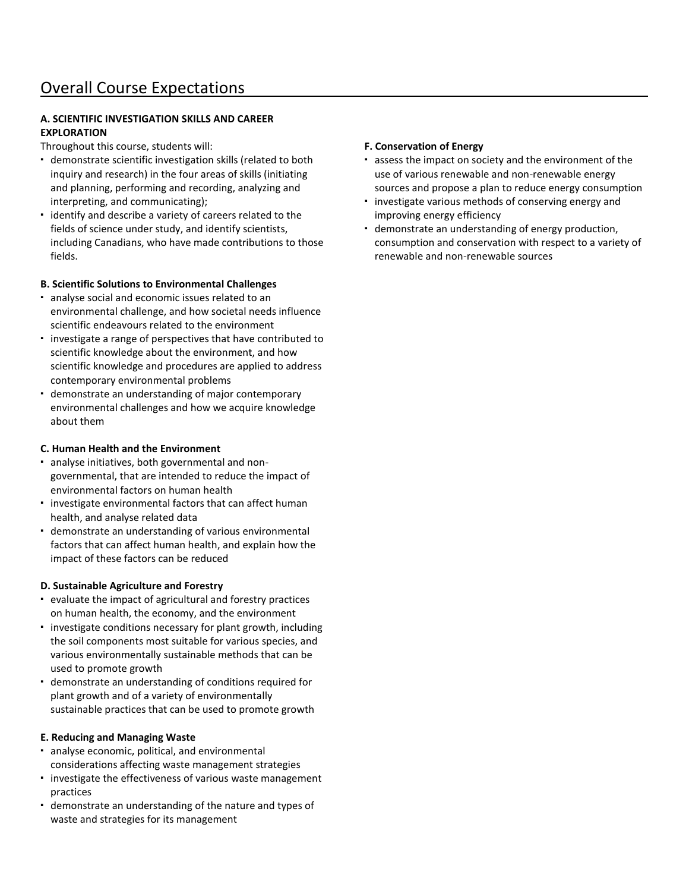# Overall Course Expectations

### A. SCIENTIFIC INVESTIGATION SKILLS AND CAREER EXPLORATION

Throughout this course, students will:

- demonstrate scientific investigation skills (related to both inquiry and research) in the four areas of skills (initiating and planning, performing and recording, analyzing and interpreting, and communicating);
- identify and describe a variety of careers related to the fields of science under study, and identify scientists, including Canadians, who have made contributions to those fields.

### B. Scientific Solutions to Environmental Challenges

- analyse social and economic issues related to an environmental challenge, and how societal needs influence scientific endeavours related to the environment
- investigate a range of perspectives that have contributed to scientific knowledge about the environment, and how scientific knowledge and procedures are applied to address contemporary environmental problems
- demonstrate an understanding of major contemporary environmental challenges and how we acquire knowledge about them

### C. Human Health and the Environment

- analyse initiatives, both governmental and non-governmental, that are intended to reduce the impact of environmental factors on human health
- investigate environmental factors that can affect human health, and analyse related data
- demonstrate an understanding of various environmental factors that can affect human health, and explain how the impact of these factors can be reduced

### D. Sustainable Agriculture and Forestry

- evaluate the impact of agricultural and forestry practices on human health, the economy, and the environment
- investigate conditions necessary for plant growth, including the soil components most suitable for various species, and various environmentally sustainable methods that can be used to promote growth
- demonstrate an understanding of conditions required for plant growth and of a variety of environmentally sustainable practices that can be used to promote growth

### E. Reducing and Managing Waste

- analyse economic, political, and environmental considerations affecting waste management strategies
- investigate the effectiveness of various waste management practices
- demonstrate an understanding of the nature and types of waste and strategies for its management

### F. Conservation of Energy

- assess the impact on society and the environment of the use of various renewable and non-renewable energy sources and propose a plan to reduce energy consumption
- investigate various methods of conserving energy and improving energy efficiency
- demonstrate an understanding of energy production, consumption and conservation with respect to a variety of renewable and non-renewable sources